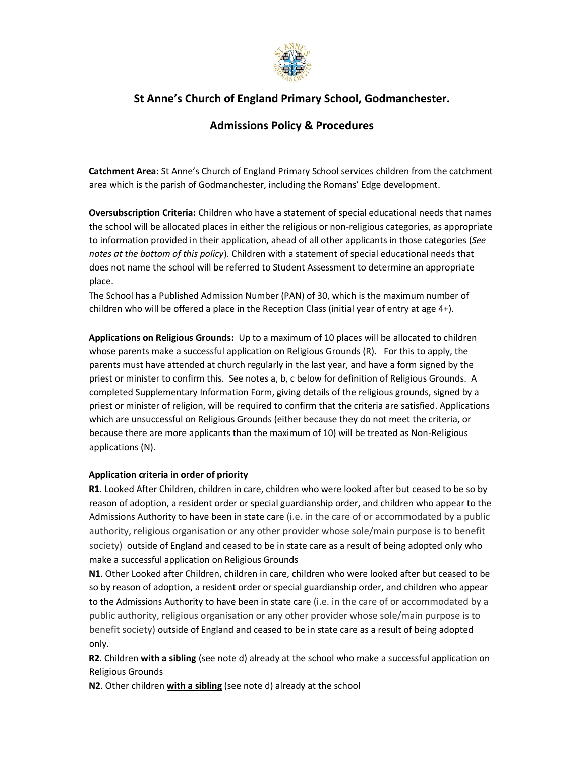# St Anne's Church of England Primary School, Godmanchester.

## Admissions Policy & Procedures

**Catchment Area:** St Anne's Church of England Primary School services children from the catchment area which is the parish of Godmanchester, including the Romans' Edge development.

**Oversubscription Criteria:** Children who have a statement of special educational needs that names the school will be allocated places in either the religious or non-religious categories, as appropriate to information provided in their application, ahead of all other applicants in those categories (*See notes at the bottom of this policy*). Children with a statement of special educational needs that does not name the school will be referred to Student Assessment to determine an appropriate place.

The School has a Published Admission Number (PAN) of 30, which is the maximum number of children who will be offered a place in the Reception Class (initial year of entry at age 4+).

**Applications on Religious Grounds:** Up to a maximum of 10 places will be allocated to children whose parents make a successful application on Religious Grounds (R). For this to apply, the parents must have attended at church regularly in the last year, and have a form signed by the priest or minister to confirm this. See notes a, b, c below for definition of Religious Grounds. A completed Supplementary Information Form, giving details of the religious grounds, signed by a priest or minister of religion, will be required to confirm that the criteria are satisfied. Applications which are unsuccessful on Religious Grounds (either because they do not meet the criteria, or because there are more applicants than the maximum of 10) will be treated as Non-Religious applications (N).

**Application criteria in order of priority**

**R1**. Looked After Children, children in care, children who were looked after but ceased to be so by reason of adoption, a resident order or special guardianship order, and children who appear to the Admissions Authority to have been in state care (i.e. in the care of or accommodated by a public authority, religious organisation or any other provider whose sole/main purpose is to benefit society) outside of England and ceased to be in state care as a result of being adopted only who make a successful application on Religious Grounds

**N1**. Other Looked after Children, children in care, children who were looked after but ceased to be so by reason of adoption, a resident order or special guardianship order, and children who appear to the Admissions Authority to have been in state care (i.e. in the care of or accommodated by a public authority, religious organisation or any other provider whose sole/main purpose is to benefit society) outside of England and ceased to be in state care as a result of being adopted only.

**R2**. Children **with a sibling** (see note d) already at the school who make a successful application on Religious Grounds

**N2**. Other children **with a sibling** (see note d) already at the school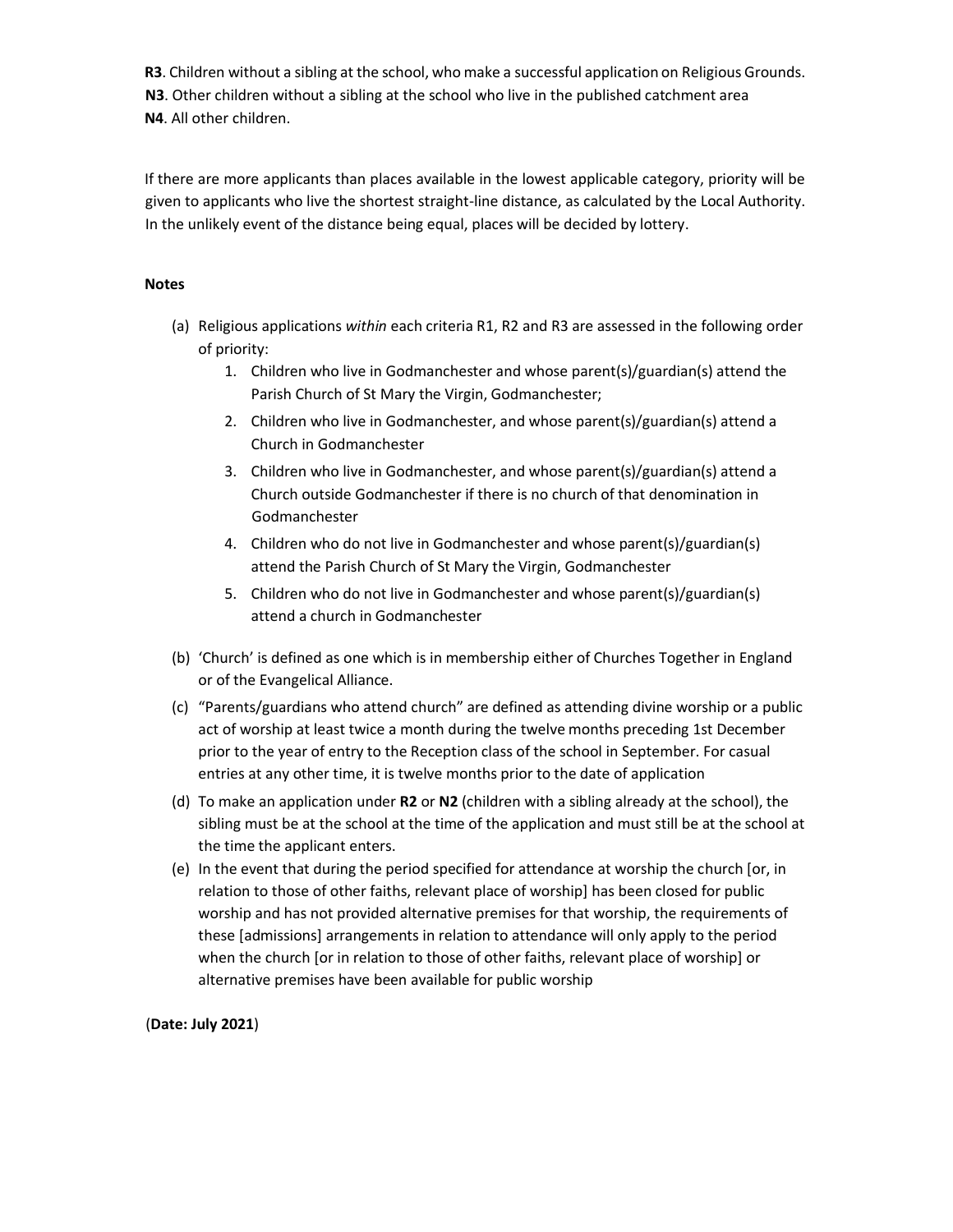**R3**. Children without a sibling at the school, who make a successful application on Religious Grounds.
**N3**. Other children without a sibling at the school who live in the published catchment area
**N4**. All other children.

If there are more applicants than places available in the lowest applicable category, priority will be given to applicants who live the shortest straight-line distance, as calculated by the Local Authority. In the unlikely event of the distance being equal, places will be decided by lottery.

**Notes**

(a) Religious applications *within* each criteria R1, R2 and R3 are assessed in the following order of priority:
   1. Children who live in Godmanchester and whose parent(s)/guardian(s) attend the Parish Church of St Mary the Virgin, Godmanchester;
   2. Children who live in Godmanchester, and whose parent(s)/guardian(s) attend a Church in Godmanchester
   3. Children who live in Godmanchester, and whose parent(s)/guardian(s) attend a Church outside Godmanchester if there is no church of that denomination in Godmanchester
   4. Children who do not live in Godmanchester and whose parent(s)/guardian(s) attend the Parish Church of St Mary the Virgin, Godmanchester
   5. Children who do not live in Godmanchester and whose parent(s)/guardian(s) attend a church in Godmanchester

(b) 'Church' is defined as one which is in membership either of Churches Together in England or of the Evangelical Alliance.

(c) "Parents/guardians who attend church" are defined as attending divine worship or a public act of worship at least twice a month during the twelve months preceding 1st December prior to the year of entry to the Reception class of the school in September. For casual entries at any other time, it is twelve months prior to the date of application

(d) To make an application under **R2** or **N2** (children with a sibling already at the school), the sibling must be at the school at the time of the application and must still be at the school at the time the applicant enters.

(e) In the event that during the period specified for attendance at worship the church [or, in relation to those of other faiths, relevant place of worship] has been closed for public worship and has not provided alternative premises for that worship, the requirements of these [admissions] arrangements in relation to attendance will only apply to the period when the church [or in relation to those of other faiths, relevant place of worship] or alternative premises have been available for public worship

(**Date: July 2021**)